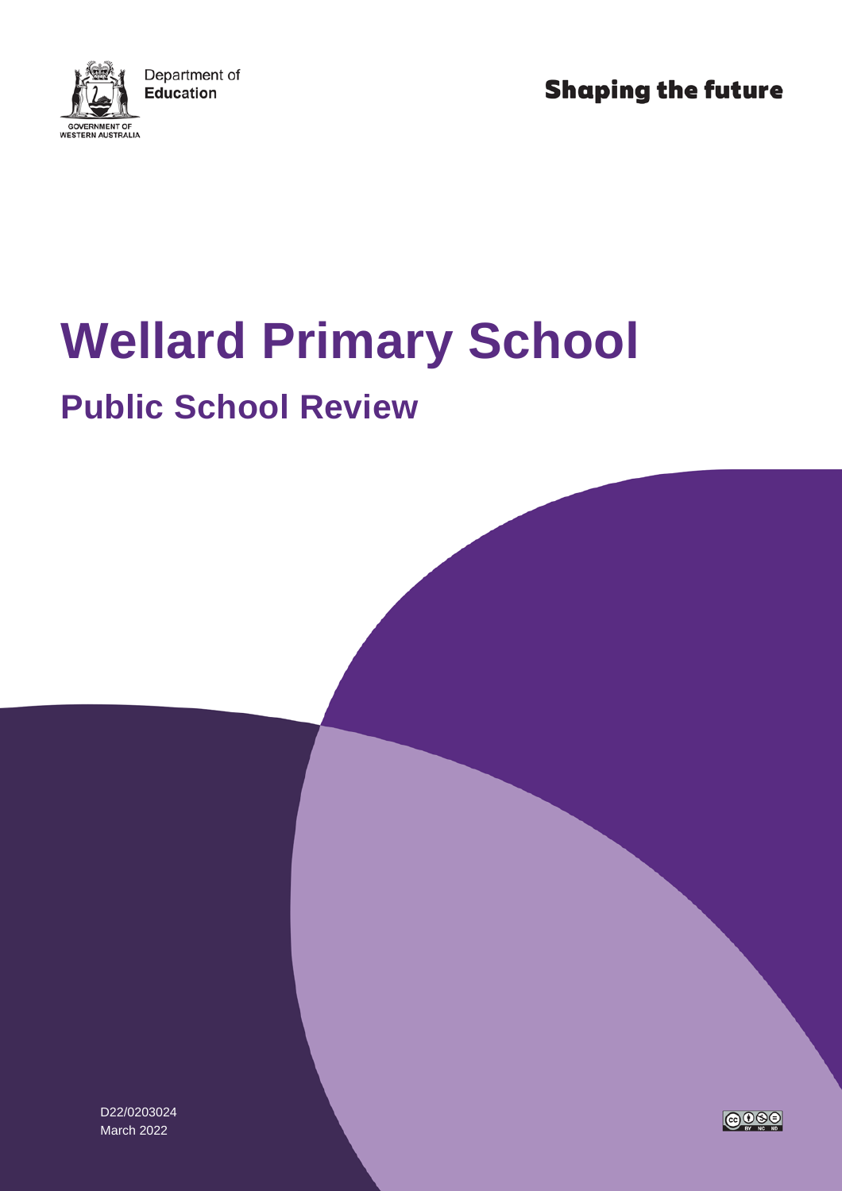Department of
**Education**

GOVERNMENT OF
WESTERN AUSTRALIA

**Shaping the future**

# Wellard Primary School

## Public School Review

D22/0203024
March 2022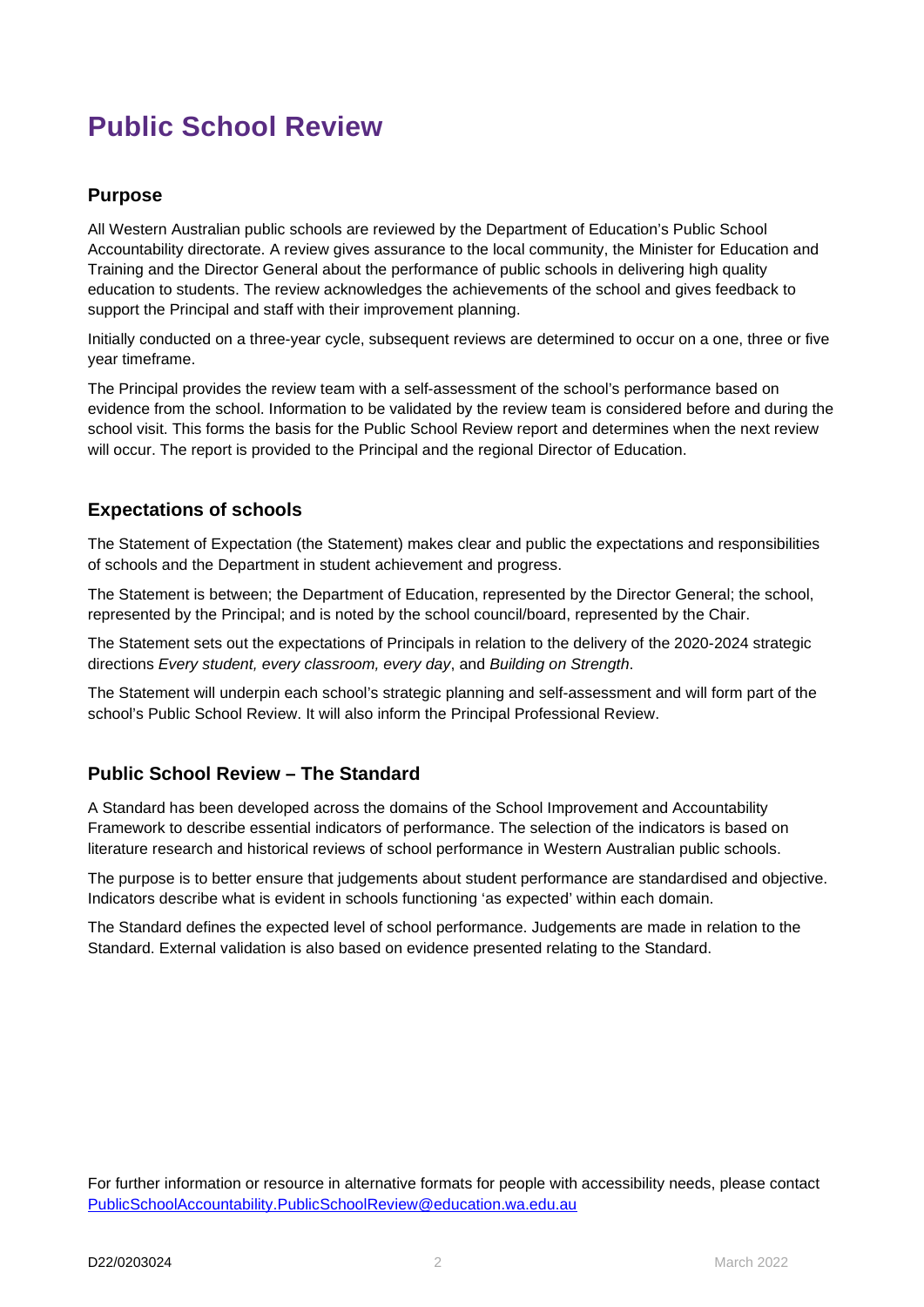# Public School Review

## Purpose

All Western Australian public schools are reviewed by the Department of Education's Public School Accountability directorate. A review gives assurance to the local community, the Minister for Education and Training and the Director General about the performance of public schools in delivering high quality education to students. The review acknowledges the achievements of the school and gives feedback to support the Principal and staff with their improvement planning.

Initially conducted on a three-year cycle, subsequent reviews are determined to occur on a one, three or five year timeframe.

The Principal provides the review team with a self-assessment of the school's performance based on evidence from the school. Information to be validated by the review team is considered before and during the school visit. This forms the basis for the Public School Review report and determines when the next review will occur. The report is provided to the Principal and the regional Director of Education.

## Expectations of schools

The Statement of Expectation (the Statement) makes clear and public the expectations and responsibilities of schools and the Department in student achievement and progress.

The Statement is between; the Department of Education, represented by the Director General; the school, represented by the Principal; and is noted by the school council/board, represented by the Chair.

The Statement sets out the expectations of Principals in relation to the delivery of the 2020-2024 strategic directions *Every student, every classroom, every day*, and *Building on Strength*.

The Statement will underpin each school's strategic planning and self-assessment and will form part of the school's Public School Review. It will also inform the Principal Professional Review.

## Public School Review – The Standard

A Standard has been developed across the domains of the School Improvement and Accountability Framework to describe essential indicators of performance. The selection of the indicators is based on literature research and historical reviews of school performance in Western Australian public schools.

The purpose is to better ensure that judgements about student performance are standardised and objective. Indicators describe what is evident in schools functioning 'as expected' within each domain.

The Standard defines the expected level of school performance. Judgements are made in relation to the Standard. External validation is also based on evidence presented relating to the Standard.

For further information or resource in alternative formats for people with accessibility needs, please contact PublicSchoolAccountability.PublicSchoolReview@education.wa.edu.au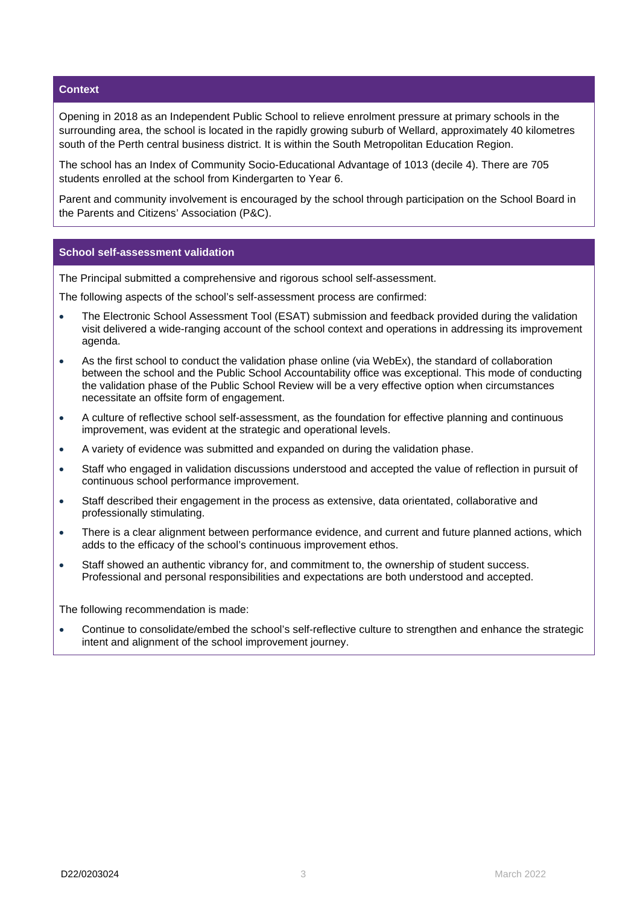## Context

Opening in 2018 as an Independent Public School to relieve enrolment pressure at primary schools in the surrounding area, the school is located in the rapidly growing suburb of Wellard, approximately 40 kilometres south of the Perth central business district. It is within the South Metropolitan Education Region.

The school has an Index of Community Socio-Educational Advantage of 1013 (decile 4). There are 705 students enrolled at the school from Kindergarten to Year 6.

Parent and community involvement is encouraged by the school through participation on the School Board in the Parents and Citizens' Association (P&C).

## School self-assessment validation

The Principal submitted a comprehensive and rigorous school self-assessment.

The following aspects of the school's self-assessment process are confirmed:

- The Electronic School Assessment Tool (ESAT) submission and feedback provided during the validation visit delivered a wide-ranging account of the school context and operations in addressing its improvement agenda.
- As the first school to conduct the validation phase online (via WebEx), the standard of collaboration between the school and the Public School Accountability office was exceptional. This mode of conducting the validation phase of the Public School Review will be a very effective option when circumstances necessitate an offsite form of engagement.
- A culture of reflective school self-assessment, as the foundation for effective planning and continuous improvement, was evident at the strategic and operational levels.
- A variety of evidence was submitted and expanded on during the validation phase.
- Staff who engaged in validation discussions understood and accepted the value of reflection in pursuit of continuous school performance improvement.
- Staff described their engagement in the process as extensive, data orientated, collaborative and professionally stimulating.
- There is a clear alignment between performance evidence, and current and future planned actions, which adds to the efficacy of the school's continuous improvement ethos.
- Staff showed an authentic vibrancy for, and commitment to, the ownership of student success. Professional and personal responsibilities and expectations are both understood and accepted.

The following recommendation is made:

- Continue to consolidate/embed the school's self-reflective culture to strengthen and enhance the strategic intent and alignment of the school improvement journey.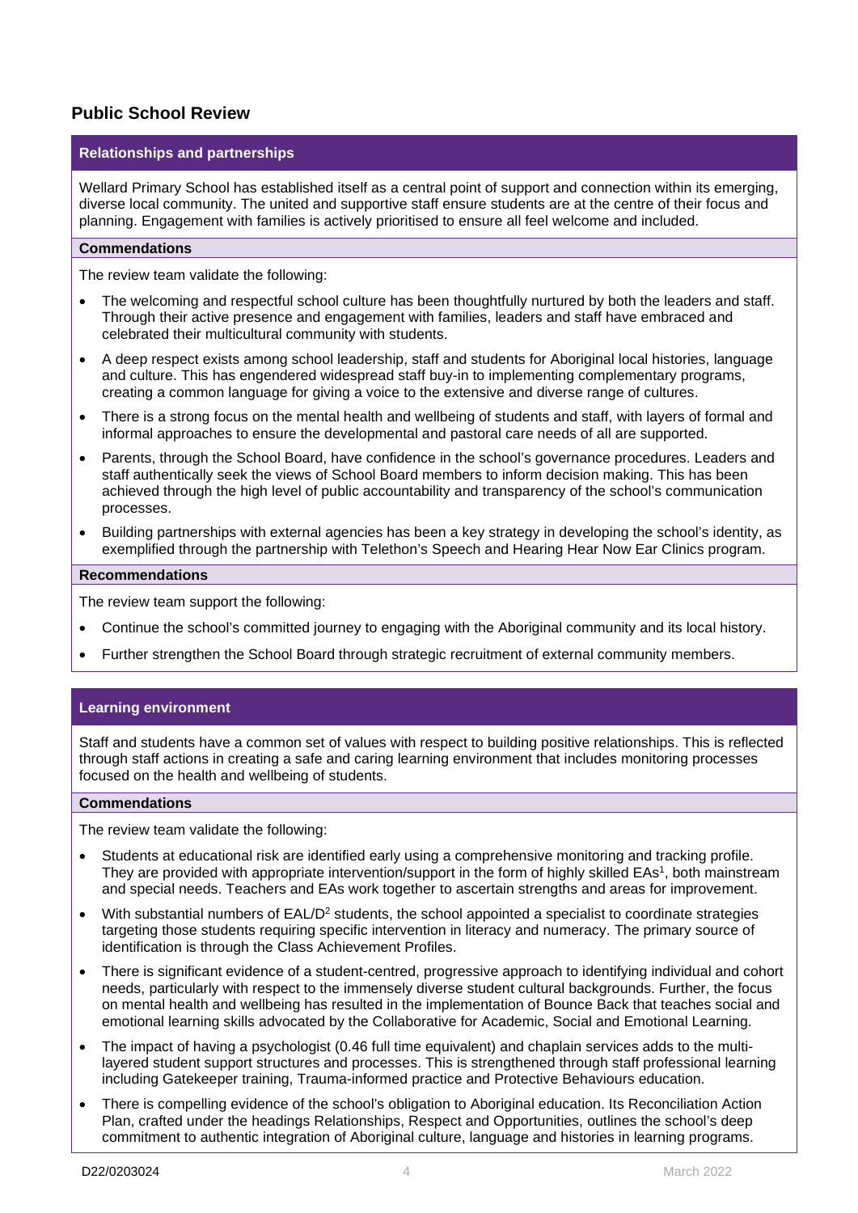## Public School Review

### Relationships and partnerships

Wellard Primary School has established itself as a central point of support and connection within its emerging, diverse local community. The united and supportive staff ensure students are at the centre of their focus and planning. Engagement with families is actively prioritised to ensure all feel welcome and included.

#### Commendations

The review team validate the following:

- The welcoming and respectful school culture has been thoughtfully nurtured by both the leaders and staff. Through their active presence and engagement with families, leaders and staff have embraced and celebrated their multicultural community with students.
- A deep respect exists among school leadership, staff and students for Aboriginal local histories, language and culture. This has engendered widespread staff buy-in to implementing complementary programs, creating a common language for giving a voice to the extensive and diverse range of cultures.
- There is a strong focus on the mental health and wellbeing of students and staff, with layers of formal and informal approaches to ensure the developmental and pastoral care needs of all are supported.
- Parents, through the School Board, have confidence in the school's governance procedures. Leaders and staff authentically seek the views of School Board members to inform decision making. This has been achieved through the high level of public accountability and transparency of the school's communication processes.
- Building partnerships with external agencies has been a key strategy in developing the school's identity, as exemplified through the partnership with Telethon's Speech and Hearing Hear Now Ear Clinics program.

#### Recommendations

The review team support the following:

- Continue the school's committed journey to engaging with the Aboriginal community and its local history.
- Further strengthen the School Board through strategic recruitment of external community members.

### Learning environment

Staff and students have a common set of values with respect to building positive relationships. This is reflected through staff actions in creating a safe and caring learning environment that includes monitoring processes focused on the health and wellbeing of students.

#### Commendations

The review team validate the following:

- Students at educational risk are identified early using a comprehensive monitoring and tracking profile. They are provided with appropriate intervention/support in the form of highly skilled EAs[1], both mainstream and special needs. Teachers and EAs work together to ascertain strengths and areas for improvement.
- With substantial numbers of EAL/D[2] students, the school appointed a specialist to coordinate strategies targeting those students requiring specific intervention in literacy and numeracy. The primary source of identification is through the Class Achievement Profiles.
- There is significant evidence of a student-centred, progressive approach to identifying individual and cohort needs, particularly with respect to the immensely diverse student cultural backgrounds. Further, the focus on mental health and wellbeing has resulted in the implementation of Bounce Back that teaches social and emotional learning skills advocated by the Collaborative for Academic, Social and Emotional Learning.
- The impact of having a psychologist (0.46 full time equivalent) and chaplain services adds to the multi-layered student support structures and processes. This is strengthened through staff professional learning including Gatekeeper training, Trauma-informed practice and Protective Behaviours education.
- There is compelling evidence of the school's obligation to Aboriginal education. Its Reconciliation Action Plan, crafted under the headings Relationships, Respect and Opportunities, outlines the school's deep commitment to authentic integration of Aboriginal culture, language and histories in learning programs.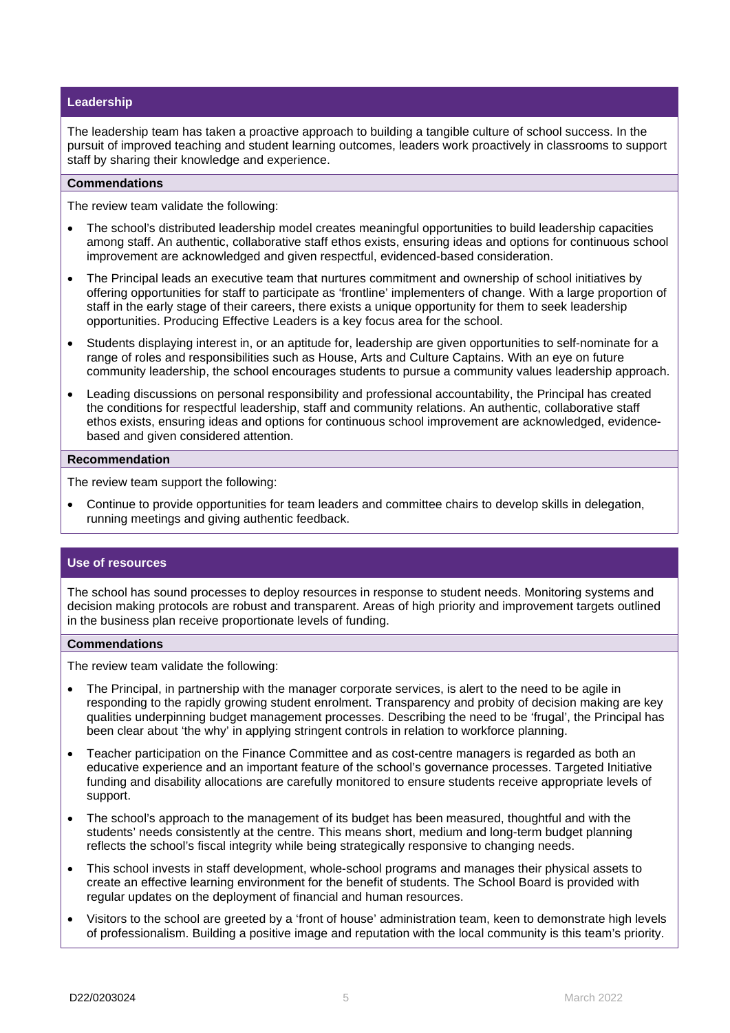## Leadership

The leadership team has taken a proactive approach to building a tangible culture of school success. In the pursuit of improved teaching and student learning outcomes, leaders work proactively in classrooms to support staff by sharing their knowledge and experience.

### Commendations

The review team validate the following:

- The school's distributed leadership model creates meaningful opportunities to build leadership capacities among staff. An authentic, collaborative staff ethos exists, ensuring ideas and options for continuous school improvement are acknowledged and given respectful, evidenced-based consideration.
- The Principal leads an executive team that nurtures commitment and ownership of school initiatives by offering opportunities for staff to participate as 'frontline' implementers of change. With a large proportion of staff in the early stage of their careers, there exists a unique opportunity for them to seek leadership opportunities. Producing Effective Leaders is a key focus area for the school.
- Students displaying interest in, or an aptitude for, leadership are given opportunities to self-nominate for a range of roles and responsibilities such as House, Arts and Culture Captains. With an eye on future community leadership, the school encourages students to pursue a community values leadership approach.
- Leading discussions on personal responsibility and professional accountability, the Principal has created the conditions for respectful leadership, staff and community relations. An authentic, collaborative staff ethos exists, ensuring ideas and options for continuous school improvement are acknowledged, evidence-based and given considered attention.

### Recommendation

The review team support the following:

- Continue to provide opportunities for team leaders and committee chairs to develop skills in delegation, running meetings and giving authentic feedback.

## Use of resources

The school has sound processes to deploy resources in response to student needs. Monitoring systems and decision making protocols are robust and transparent. Areas of high priority and improvement targets outlined in the business plan receive proportionate levels of funding.

### Commendations

The review team validate the following:

- The Principal, in partnership with the manager corporate services, is alert to the need to be agile in responding to the rapidly growing student enrolment. Transparency and probity of decision making are key qualities underpinning budget management processes. Describing the need to be 'frugal', the Principal has been clear about 'the why' in applying stringent controls in relation to workforce planning.
- Teacher participation on the Finance Committee and as cost-centre managers is regarded as both an educative experience and an important feature of the school's governance processes. Targeted Initiative funding and disability allocations are carefully monitored to ensure students receive appropriate levels of support.
- The school's approach to the management of its budget has been measured, thoughtful and with the students' needs consistently at the centre. This means short, medium and long-term budget planning reflects the school's fiscal integrity while being strategically responsive to changing needs.
- This school invests in staff development, whole-school programs and manages their physical assets to create an effective learning environment for the benefit of students. The School Board is provided with regular updates on the deployment of financial and human resources.
- Visitors to the school are greeted by a 'front of house' administration team, keen to demonstrate high levels of professionalism. Building a positive image and reputation with the local community is this team's priority.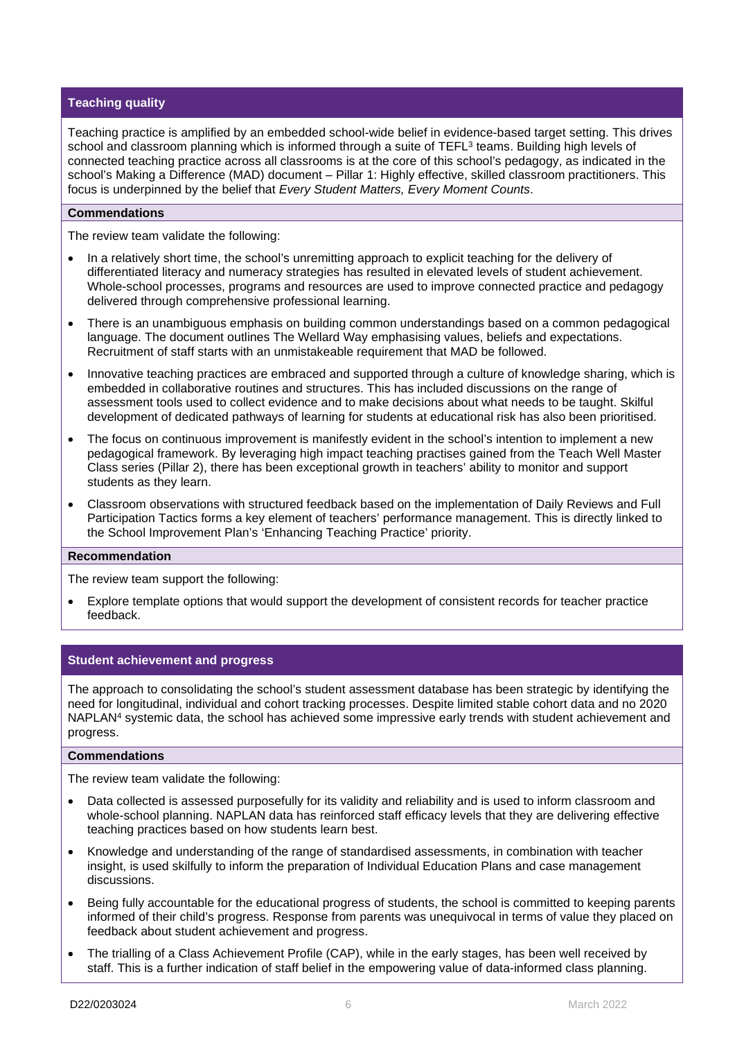## Teaching quality

Teaching practice is amplified by an embedded school-wide belief in evidence-based target setting. This drives school and classroom planning which is informed through a suite of TEFL[3] teams. Building high levels of connected teaching practice across all classrooms is at the core of this school's pedagogy, as indicated in the school's Making a Difference (MAD) document – Pillar 1: Highly effective, skilled classroom practitioners. This focus is underpinned by the belief that *Every Student Matters, Every Moment Counts*.

### Commendations

The review team validate the following:

- In a relatively short time, the school's unremitting approach to explicit teaching for the delivery of differentiated literacy and numeracy strategies has resulted in elevated levels of student achievement. Whole-school processes, programs and resources are used to improve connected practice and pedagogy delivered through comprehensive professional learning.
- There is an unambiguous emphasis on building common understandings based on a common pedagogical language. The document outlines The Wellard Way emphasising values, beliefs and expectations. Recruitment of staff starts with an unmistakeable requirement that MAD be followed.
- Innovative teaching practices are embraced and supported through a culture of knowledge sharing, which is embedded in collaborative routines and structures. This has included discussions on the range of assessment tools used to collect evidence and to make decisions about what needs to be taught. Skilful development of dedicated pathways of learning for students at educational risk has also been prioritised.
- The focus on continuous improvement is manifestly evident in the school's intention to implement a new pedagogical framework. By leveraging high impact teaching practises gained from the Teach Well Master Class series (Pillar 2), there has been exceptional growth in teachers' ability to monitor and support students as they learn.
- Classroom observations with structured feedback based on the implementation of Daily Reviews and Full Participation Tactics forms a key element of teachers' performance management. This is directly linked to the School Improvement Plan's 'Enhancing Teaching Practice' priority.

### Recommendation

The review team support the following:

- Explore template options that would support the development of consistent records for teacher practice feedback.

## Student achievement and progress

The approach to consolidating the school's student assessment database has been strategic by identifying the need for longitudinal, individual and cohort tracking processes. Despite limited stable cohort data and no 2020 NAPLAN[4] systemic data, the school has achieved some impressive early trends with student achievement and progress.

### Commendations

The review team validate the following:

- Data collected is assessed purposefully for its validity and reliability and is used to inform classroom and whole-school planning. NAPLAN data has reinforced staff efficacy levels that they are delivering effective teaching practices based on how students learn best.
- Knowledge and understanding of the range of standardised assessments, in combination with teacher insight, is used skilfully to inform the preparation of Individual Education Plans and case management discussions.
- Being fully accountable for the educational progress of students, the school is committed to keeping parents informed of their child's progress. Response from parents was unequivocal in terms of value they placed on feedback about student achievement and progress.
- The trialling of a Class Achievement Profile (CAP), while in the early stages, has been well received by staff. This is a further indication of staff belief in the empowering value of data-informed class planning.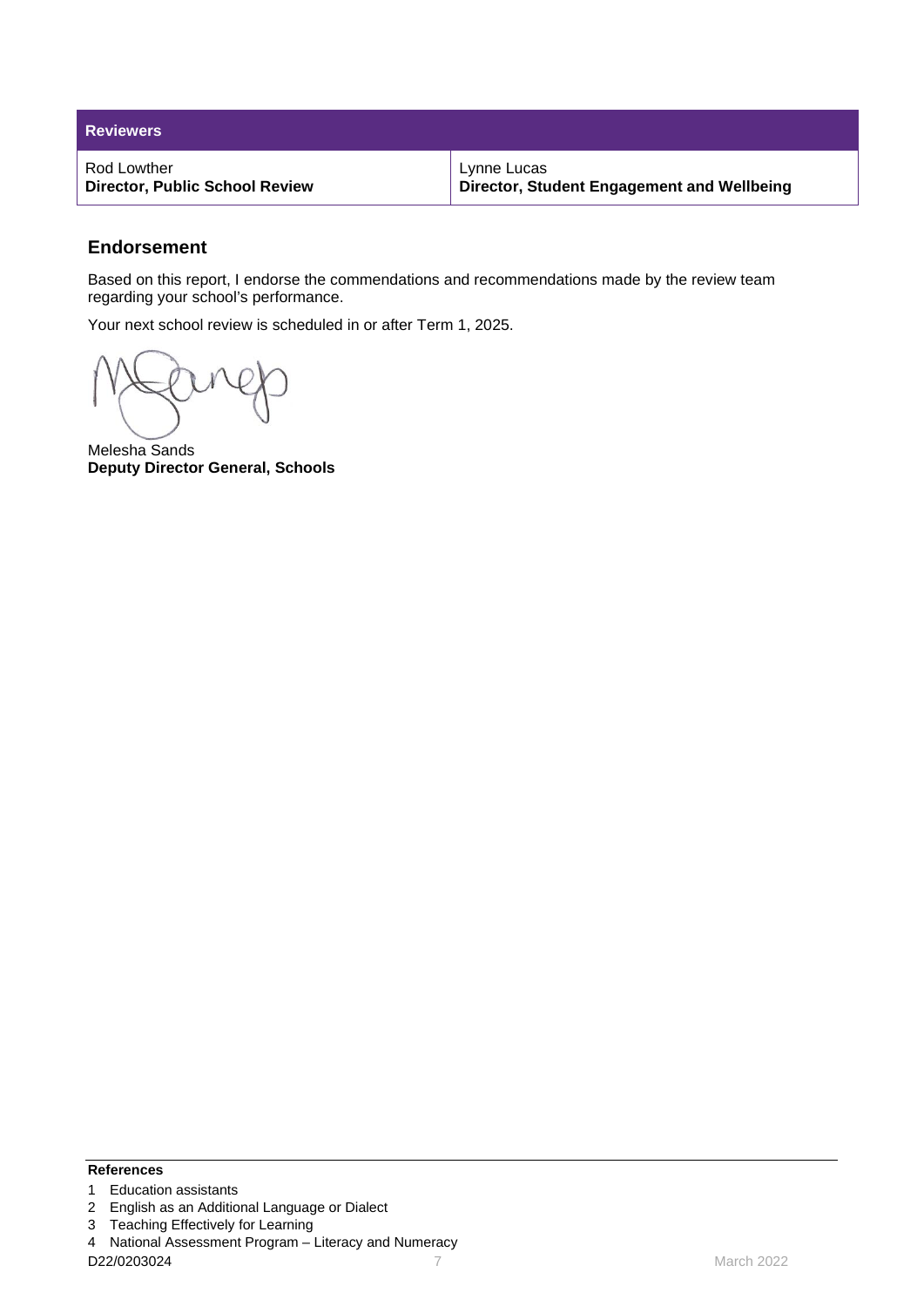| Reviewers | |
|---|---|
| Rod Lowther<br>**Director, Public School Review** | Lynne Lucas<br>**Director, Student Engagement and Wellbeing** |

## Endorsement

Based on this report, I endorse the commendations and recommendations made by the review team regarding your school's performance.

Your next school review is scheduled in or after Term 1, 2025.

Melesha Sands
**Deputy Director General, Schools**

**References**

1 Education assistants
2 English as an Additional Language or Dialect
3 Teaching Effectively for Learning
4 National Assessment Program – Literacy and Numeracy

D22/0203024

March 2022